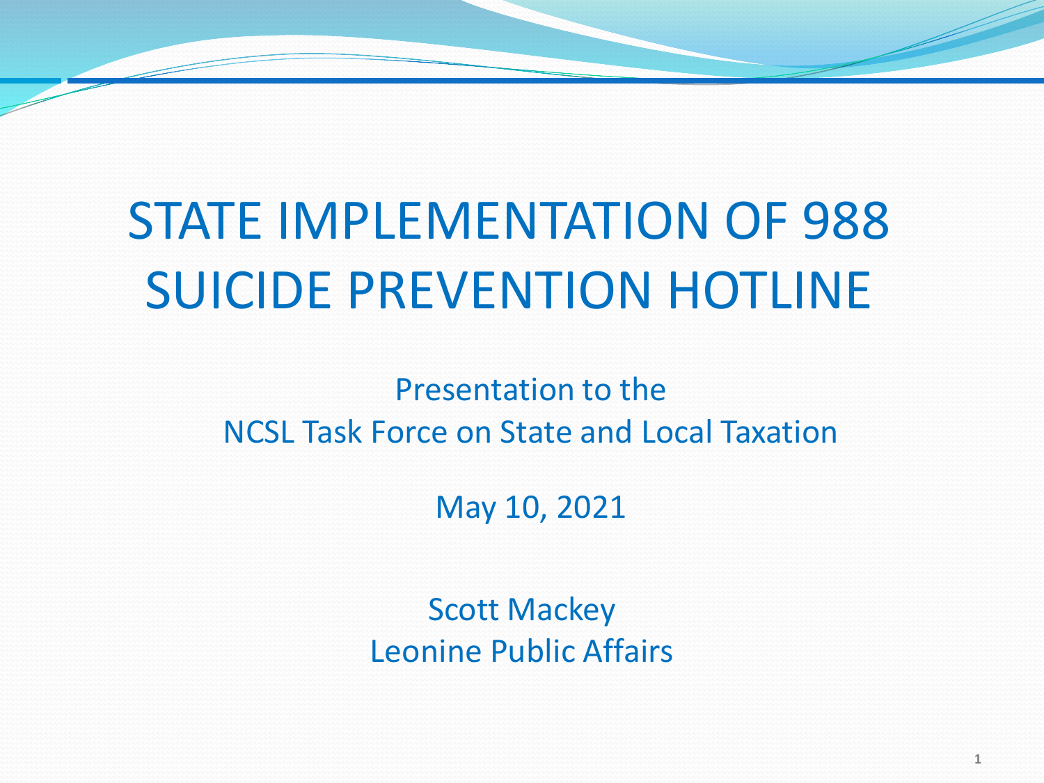# STATE IMPLEMENTATION OF 988 SUICIDE PREVENTION HOTLINE

Presentation to the
NCSL Task Force on State and Local Taxation

May 10, 2021

Scott Mackey
Leonine Public Affairs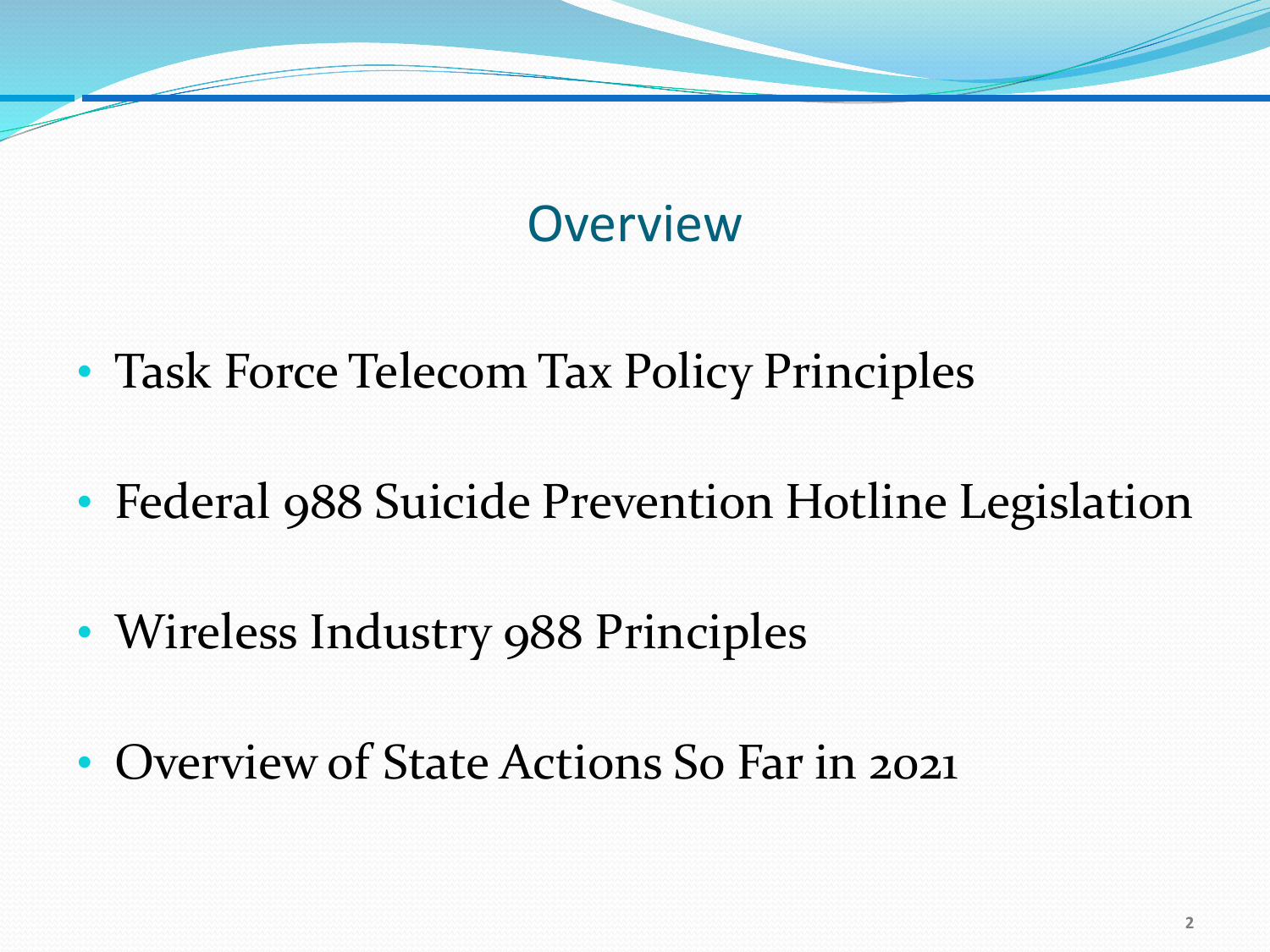# Overview

- Task Force Telecom Tax Policy Principles
- Federal 988 Suicide Prevention Hotline Legislation
- Wireless Industry 988 Principles
- Overview of State Actions So Far in 2021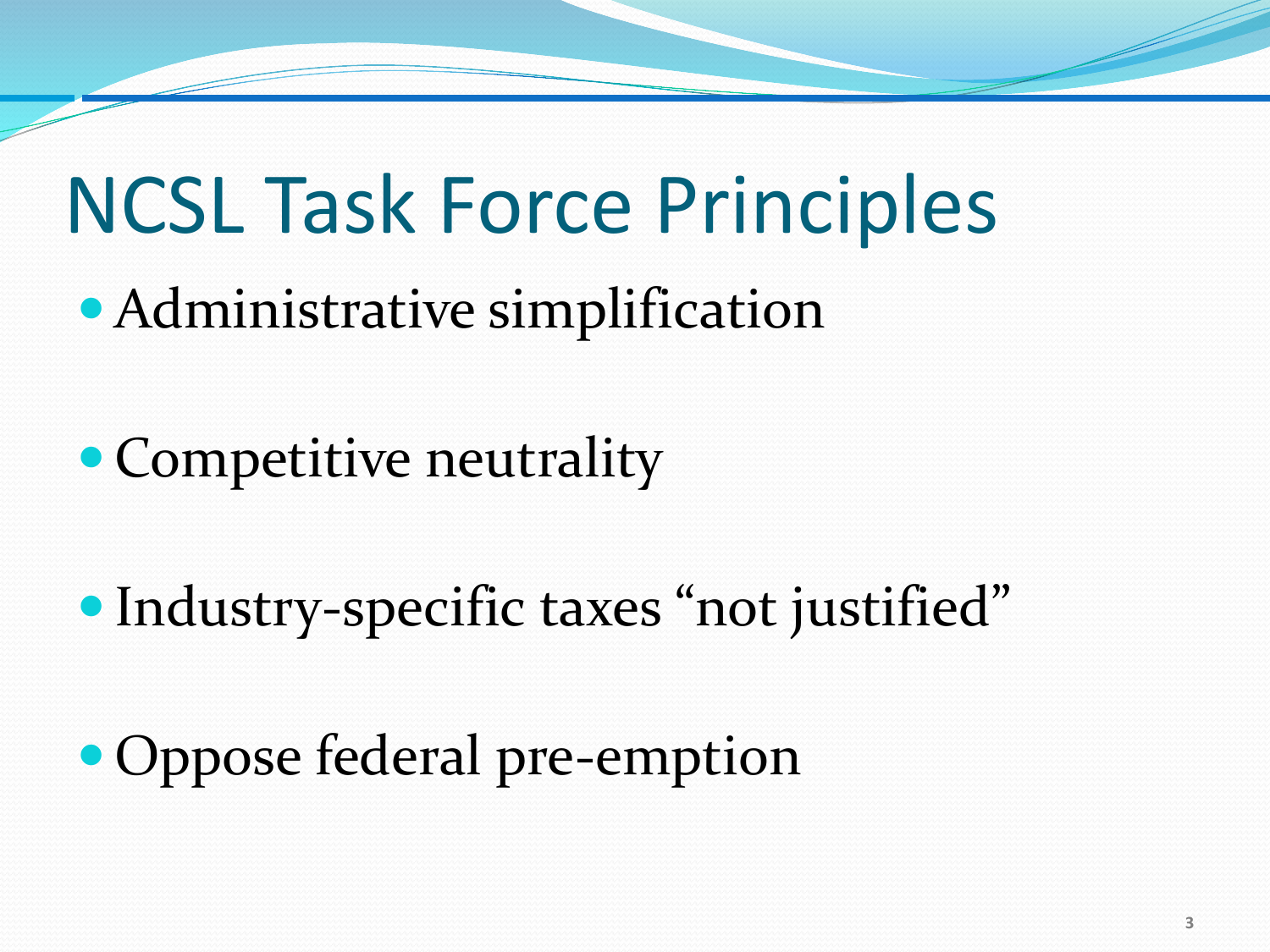# NCSL Task Force Principles

- Administrative simplification
- Competitive neutrality
- Industry-specific taxes “not justified”
- Oppose federal pre-emption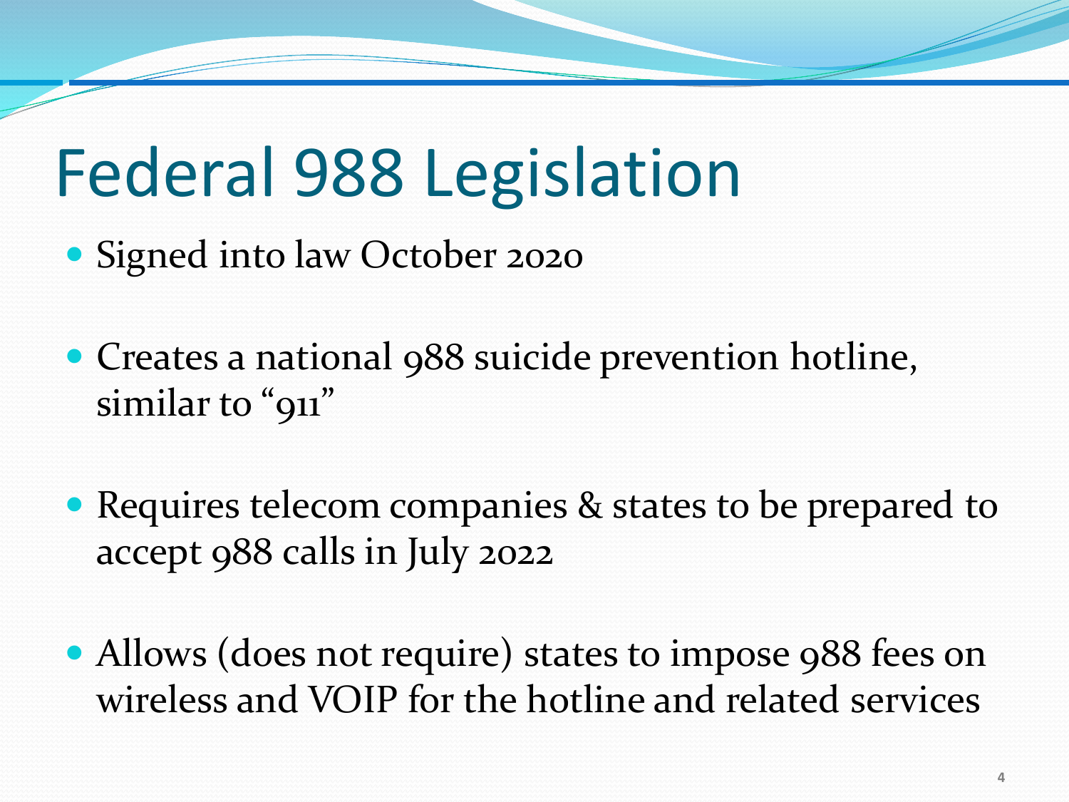# Federal 988 Legislation

- Signed into law October 2020
- Creates a national 988 suicide prevention hotline, similar to "911"
- Requires telecom companies & states to be prepared to accept 988 calls in July 2022
- Allows (does not require) states to impose 988 fees on wireless and VOIP for the hotline and related services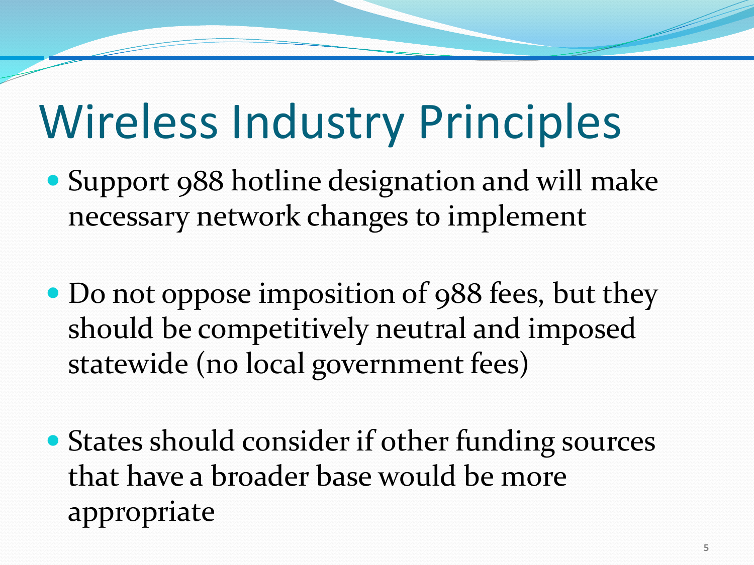# Wireless Industry Principles

- Support 988 hotline designation and will make necessary network changes to implement
- Do not oppose imposition of 988 fees, but they should be competitively neutral and imposed statewide (no local government fees)
- States should consider if other funding sources that have a broader base would be more appropriate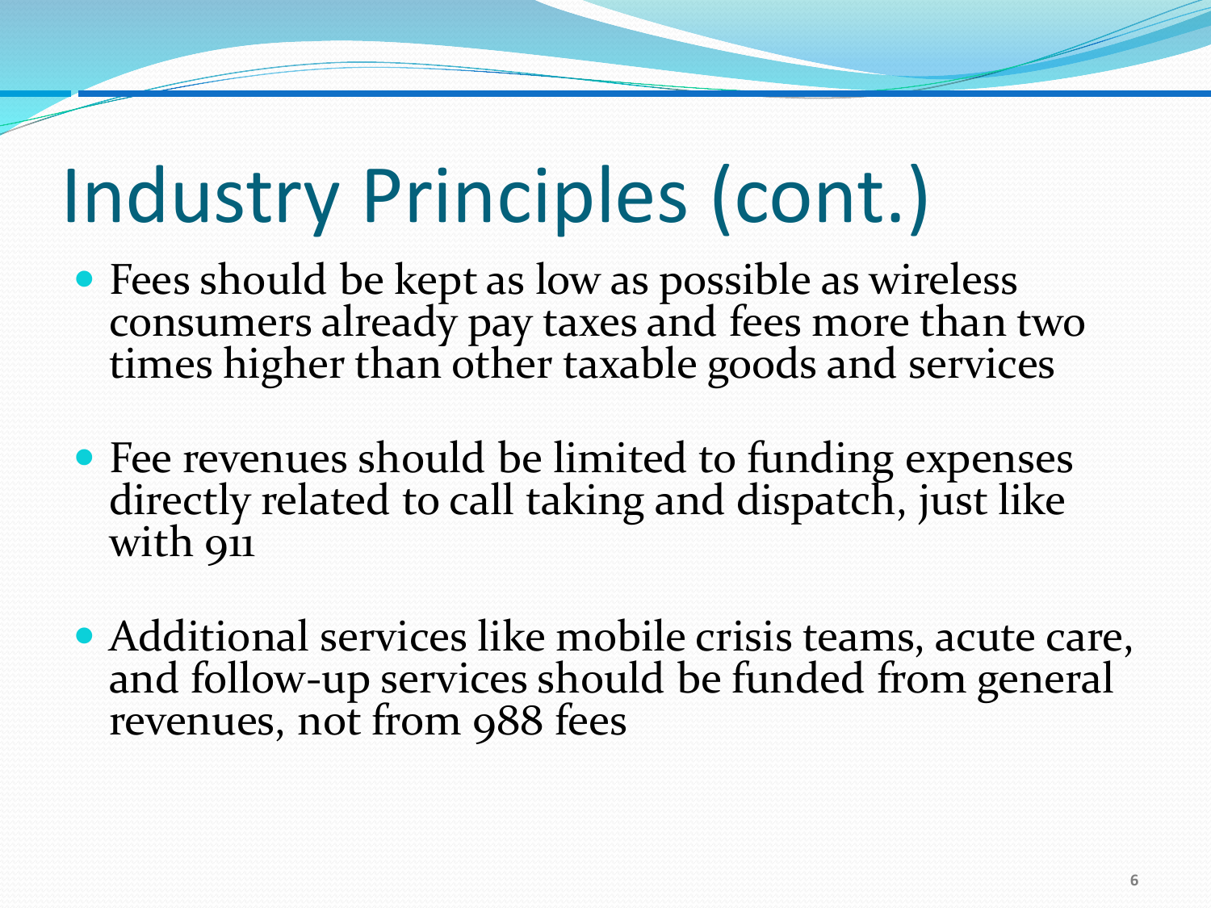# Industry Principles (cont.)

- Fees should be kept as low as possible as wireless consumers already pay taxes and fees more than two times higher than other taxable goods and services
- Fee revenues should be limited to funding expenses directly related to call taking and dispatch, just like with 911
- Additional services like mobile crisis teams, acute care, and follow-up services should be funded from general revenues, not from 988 fees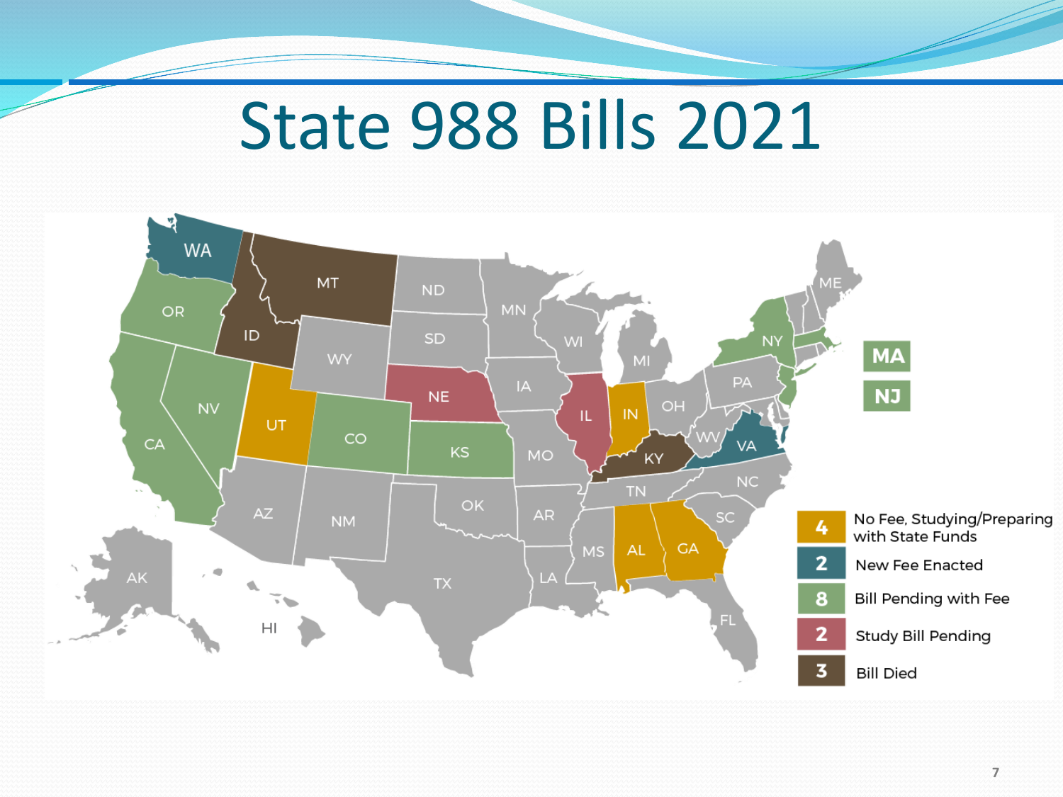# State 988 Bills 2021

| Count | Status |
| --- | --- |
| 4 | No Fee, Studying/Preparing with State Funds |
| 2 | New Fee Enacted |
| 8 | Bill Pending with Fee |
| 2 | Study Bill Pending |
| 3 | Bill Died |

MA

NJ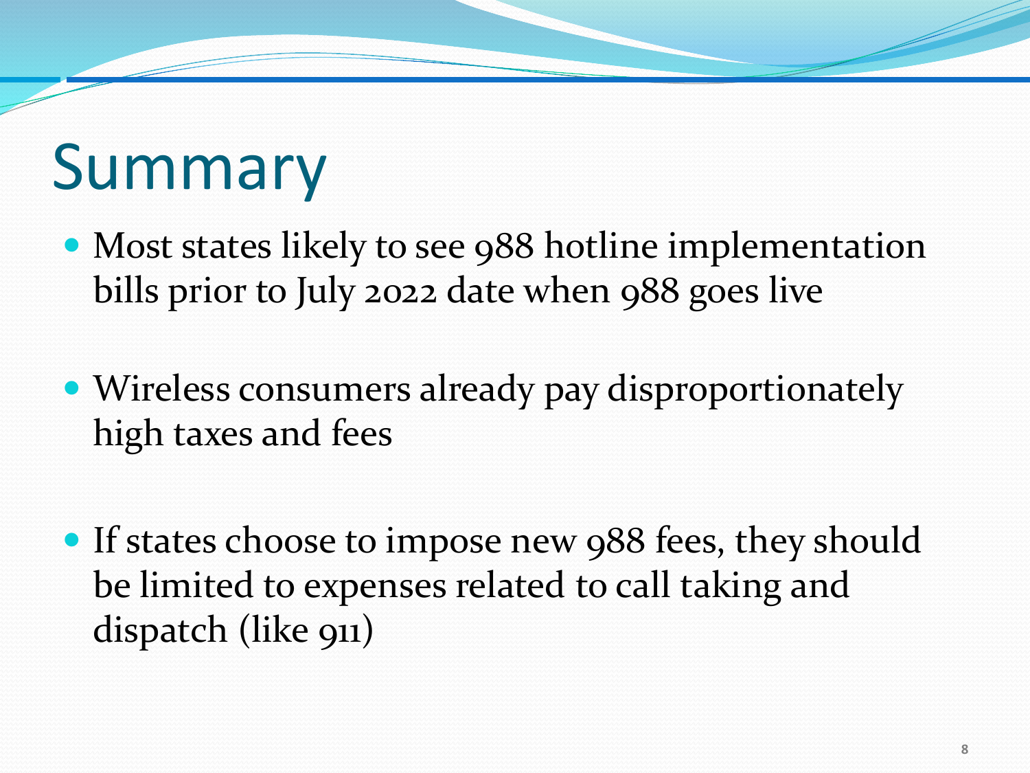# Summary

- Most states likely to see 988 hotline implementation bills prior to July 2022 date when 988 goes live
- Wireless consumers already pay disproportionately high taxes and fees
- If states choose to impose new 988 fees, they should be limited to expenses related to call taking and dispatch (like 911)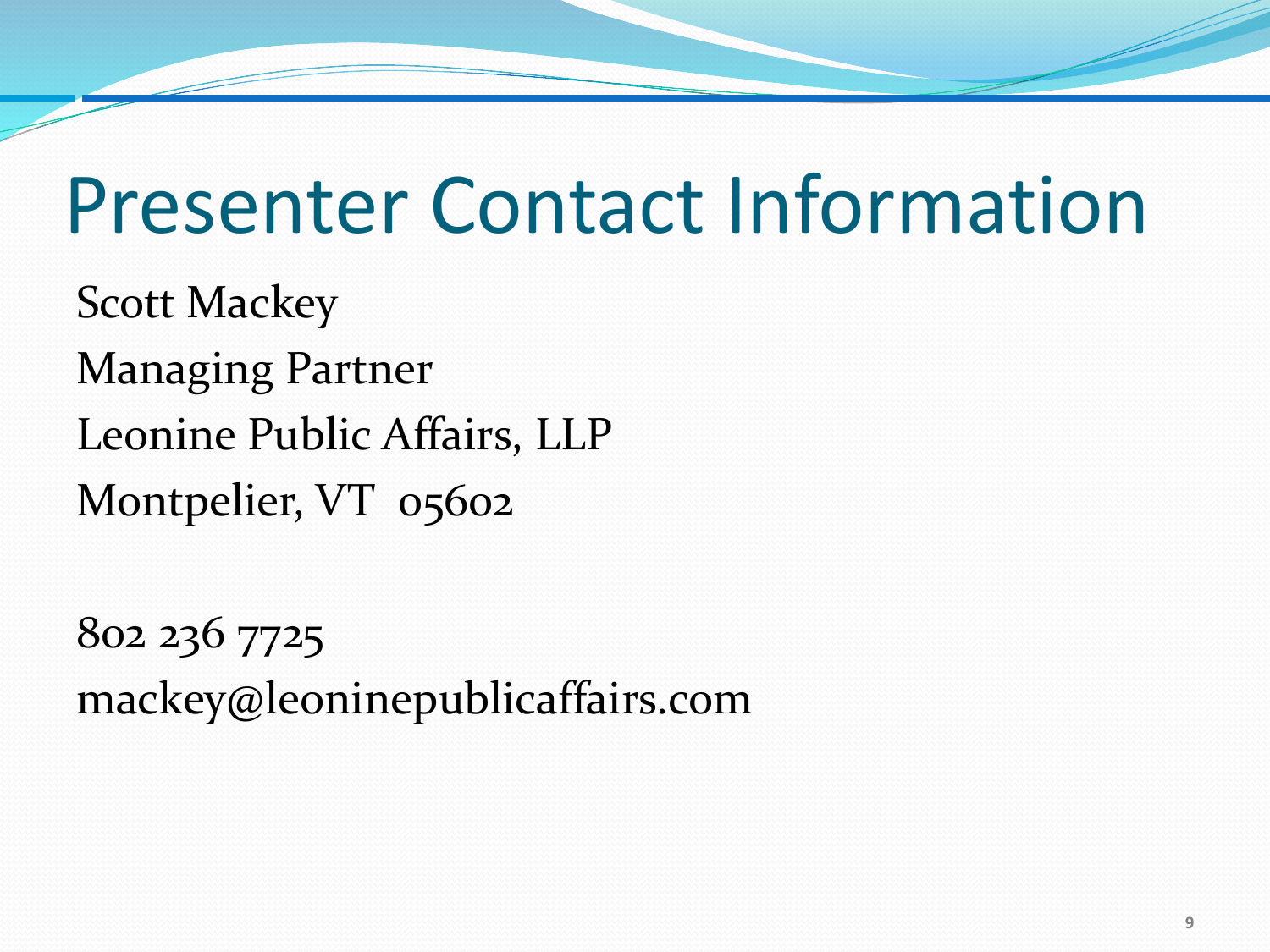# Presenter Contact Information

Scott Mackey
Managing Partner
Leonine Public Affairs, LLP
Montpelier, VT  05602

802 236 7725
mackey@leoninepublicaffairs.com